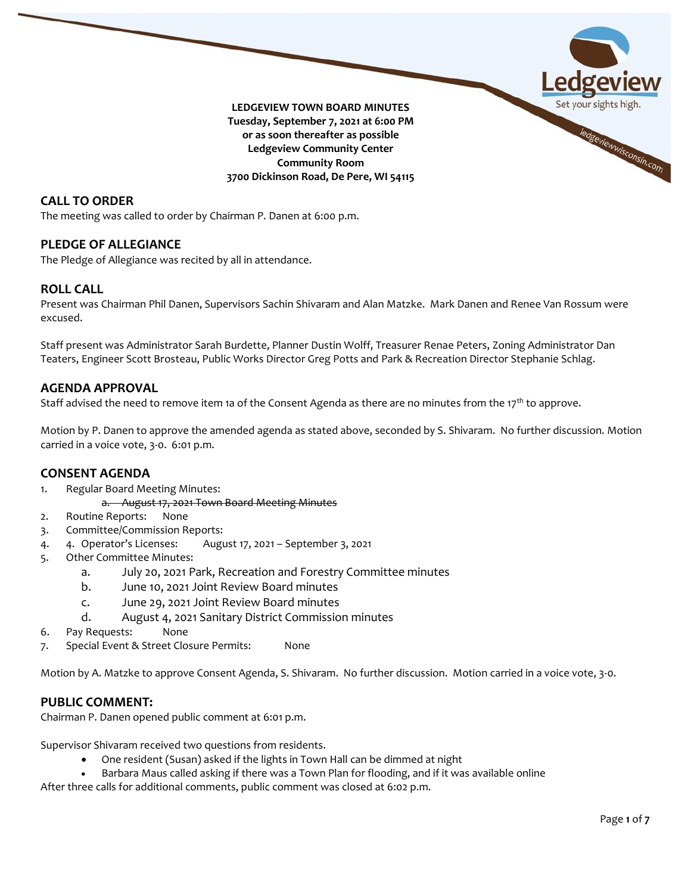**LEDGEVIEW TOWN BOARD MINUTES**
**Tuesday, September 7, 2021 at 6:00 PM**
**or as soon thereafter as possible**
**Ledgeview Community Center**
**Community Room**
**3700 Dickinson Road, De Pere, WI 54115**

## CALL TO ORDER

The meeting was called to order by Chairman P. Danen at 6:00 p.m.

## PLEDGE OF ALLEGIANCE

The Pledge of Allegiance was recited by all in attendance.

## ROLL CALL

Present was Chairman Phil Danen, Supervisors Sachin Shivaram and Alan Matzke. Mark Danen and Renee Van Rossum were excused.

Staff present was Administrator Sarah Burdette, Planner Dustin Wolff, Treasurer Renae Peters, Zoning Administrator Dan Teaters, Engineer Scott Brosteau, Public Works Director Greg Potts and Park & Recreation Director Stephanie Schlag.

## AGENDA APPROVAL

Staff advised the need to remove item 1a of the Consent Agenda as there are no minutes from the 17th to approve.

Motion by P. Danen to approve the amended agenda as stated above, seconded by S. Shivaram. No further discussion. Motion carried in a voice vote, 3-0. 6:01 p.m.

## CONSENT AGENDA

1. Regular Board Meeting Minutes:
   a. ~~August 17, 2021 Town Board Meeting Minutes~~
2. Routine Reports: None
3. Committee/Commission Reports:
4. 4. Operator's Licenses: August 17, 2021 – September 3, 2021
5. Other Committee Minutes:
   a. July 20, 2021 Park, Recreation and Forestry Committee minutes
   b. June 10, 2021 Joint Review Board minutes
   c. June 29, 2021 Joint Review Board minutes
   d. August 4, 2021 Sanitary District Commission minutes
6. Pay Requests: None
7. Special Event & Street Closure Permits: None

Motion by A. Matzke to approve Consent Agenda, S. Shivaram. No further discussion. Motion carried in a voice vote, 3-0.

## PUBLIC COMMENT:

Chairman P. Danen opened public comment at 6:01 p.m.

Supervisor Shivaram received two questions from residents.

- One resident (Susan) asked if the lights in Town Hall can be dimmed at night
- Barbara Maus called asking if there was a Town Plan for flooding, and if it was available online

After three calls for additional comments, public comment was closed at 6:02 p.m.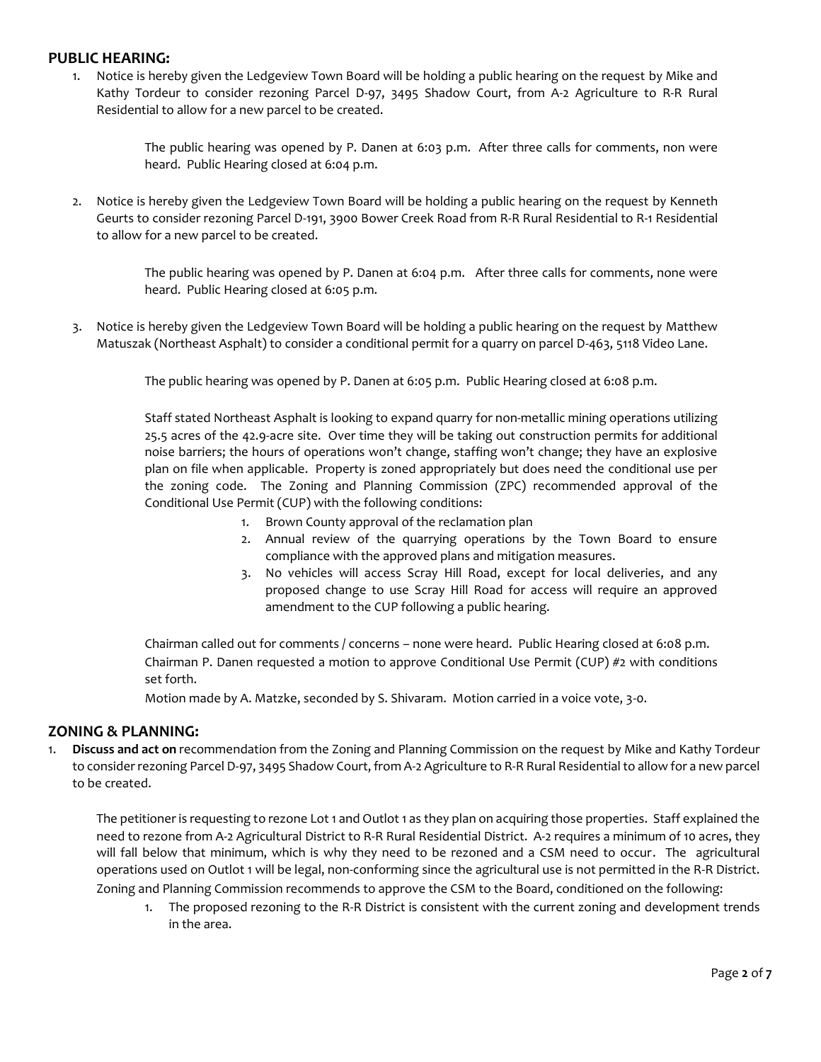## PUBLIC HEARING:

1. Notice is hereby given the Ledgeview Town Board will be holding a public hearing on the request by Mike and Kathy Tordeur to consider rezoning Parcel D-97, 3495 Shadow Court, from A-2 Agriculture to R-R Rural Residential to allow for a new parcel to be created.

   The public hearing was opened by P. Danen at 6:03 p.m. After three calls for comments, non were heard. Public Hearing closed at 6:04 p.m.

2. Notice is hereby given the Ledgeview Town Board will be holding a public hearing on the request by Kenneth Geurts to consider rezoning Parcel D-191, 3900 Bower Creek Road from R-R Rural Residential to R-1 Residential to allow for a new parcel to be created.

   The public hearing was opened by P. Danen at 6:04 p.m. After three calls for comments, none were heard. Public Hearing closed at 6:05 p.m.

3. Notice is hereby given the Ledgeview Town Board will be holding a public hearing on the request by Matthew Matuszak (Northeast Asphalt) to consider a conditional permit for a quarry on parcel D-463, 5118 Video Lane.

   The public hearing was opened by P. Danen at 6:05 p.m. Public Hearing closed at 6:08 p.m.

   Staff stated Northeast Asphalt is looking to expand quarry for non-metallic mining operations utilizing 25.5 acres of the 42.9-acre site. Over time they will be taking out construction permits for additional noise barriers; the hours of operations won't change, staffing won't change; they have an explosive plan on file when applicable. Property is zoned appropriately but does need the conditional use per the zoning code. The Zoning and Planning Commission (ZPC) recommended approval of the Conditional Use Permit (CUP) with the following conditions:

   1. Brown County approval of the reclamation plan
   2. Annual review of the quarrying operations by the Town Board to ensure compliance with the approved plans and mitigation measures.
   3. No vehicles will access Scray Hill Road, except for local deliveries, and any proposed change to use Scray Hill Road for access will require an approved amendment to the CUP following a public hearing.

   Chairman called out for comments / concerns – none were heard. Public Hearing closed at 6:08 p.m.
   Chairman P. Danen requested a motion to approve Conditional Use Permit (CUP) #2 with conditions set forth.

   Motion made by A. Matzke, seconded by S. Shivaram. Motion carried in a voice vote, 3-0.

## ZONING & PLANNING:

1. **Discuss and act on** recommendation from the Zoning and Planning Commission on the request by Mike and Kathy Tordeur to consider rezoning Parcel D-97, 3495 Shadow Court, from A-2 Agriculture to R-R Rural Residential to allow for a new parcel to be created.

   The petitioner is requesting to rezone Lot 1 and Outlot 1 as they plan on acquiring those properties. Staff explained the need to rezone from A-2 Agricultural District to R-R Rural Residential District. A-2 requires a minimum of 10 acres, they will fall below that minimum, which is why they need to be rezoned and a CSM need to occur. The agricultural operations used on Outlot 1 will be legal, non-conforming since the agricultural use is not permitted in the R-R District.
   Zoning and Planning Commission recommends to approve the CSM to the Board, conditioned on the following:

   1. The proposed rezoning to the R-R District is consistent with the current zoning and development trends in the area.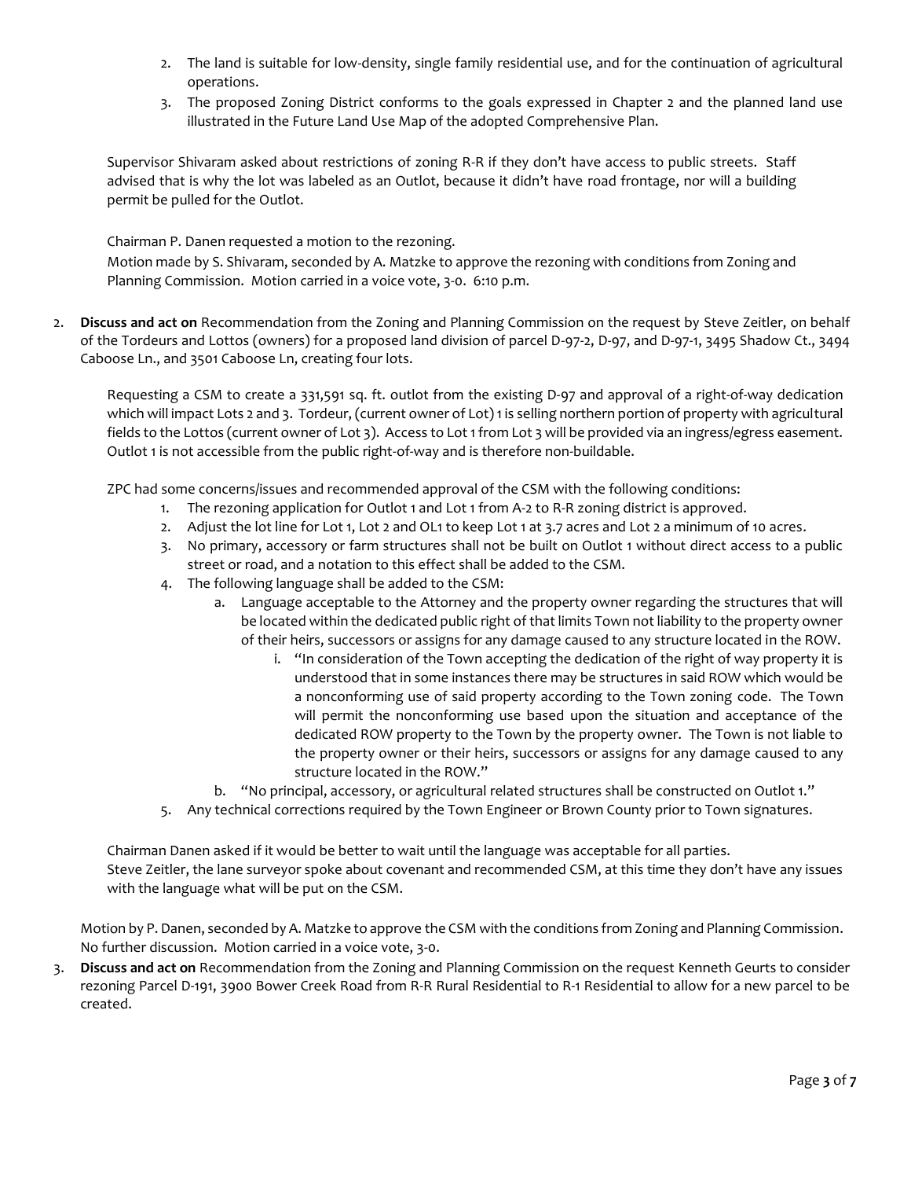2. The land is suitable for low-density, single family residential use, and for the continuation of agricultural operations.
3. The proposed Zoning District conforms to the goals expressed in Chapter 2 and the planned land use illustrated in the Future Land Use Map of the adopted Comprehensive Plan.

Supervisor Shivaram asked about restrictions of zoning R-R if they don't have access to public streets. Staff advised that is why the lot was labeled as an Outlot, because it didn't have road frontage, nor will a building permit be pulled for the Outlot.

Chairman P. Danen requested a motion to the rezoning.
Motion made by S. Shivaram, seconded by A. Matzke to approve the rezoning with conditions from Zoning and Planning Commission. Motion carried in a voice vote, 3-0. 6:10 p.m.

2. **Discuss and act on** Recommendation from the Zoning and Planning Commission on the request by Steve Zeitler, on behalf of the Tordeurs and Lottos (owners) for a proposed land division of parcel D-97-2, D-97, and D-97-1, 3495 Shadow Ct., 3494 Caboose Ln., and 3501 Caboose Ln, creating four lots.

   Requesting a CSM to create a 331,591 sq. ft. outlot from the existing D-97 and approval of a right-of-way dedication which will impact Lots 2 and 3. Tordeur, (current owner of Lot) 1 is selling northern portion of property with agricultural fields to the Lottos (current owner of Lot 3). Access to Lot 1 from Lot 3 will be provided via an ingress/egress easement. Outlot 1 is not accessible from the public right-of-way and is therefore non-buildable.

   ZPC had some concerns/issues and recommended approval of the CSM with the following conditions:
   1. The rezoning application for Outlot 1 and Lot 1 from A-2 to R-R zoning district is approved.
   2. Adjust the lot line for Lot 1, Lot 2 and OL1 to keep Lot 1 at 3.7 acres and Lot 2 a minimum of 10 acres.
   3. No primary, accessory or farm structures shall not be built on Outlot 1 without direct access to a public street or road, and a notation to this effect shall be added to the CSM.
   4. The following language shall be added to the CSM:
      a. Language acceptable to the Attorney and the property owner regarding the structures that will be located within the dedicated public right of that limits Town not liability to the property owner of their heirs, successors or assigns for any damage caused to any structure located in the ROW.
         i. "In consideration of the Town accepting the dedication of the right of way property it is understood that in some instances there may be structures in said ROW which would be a nonconforming use of said property according to the Town zoning code. The Town will permit the nonconforming use based upon the situation and acceptance of the dedicated ROW property to the Town by the property owner. The Town is not liable to the property owner or their heirs, successors or assigns for any damage caused to any structure located in the ROW."
      b. "No principal, accessory, or agricultural related structures shall be constructed on Outlot 1."
   5. Any technical corrections required by the Town Engineer or Brown County prior to Town signatures.

   Chairman Danen asked if it would be better to wait until the language was acceptable for all parties.
   Steve Zeitler, the lane surveyor spoke about covenant and recommended CSM, at this time they don't have any issues with the language what will be put on the CSM.

   Motion by P. Danen, seconded by A. Matzke to approve the CSM with the conditions from Zoning and Planning Commission. No further discussion. Motion carried in a voice vote, 3-0.

3. **Discuss and act on** Recommendation from the Zoning and Planning Commission on the request Kenneth Geurts to consider rezoning Parcel D-191, 3900 Bower Creek Road from R-R Rural Residential to R-1 Residential to allow for a new parcel to be created.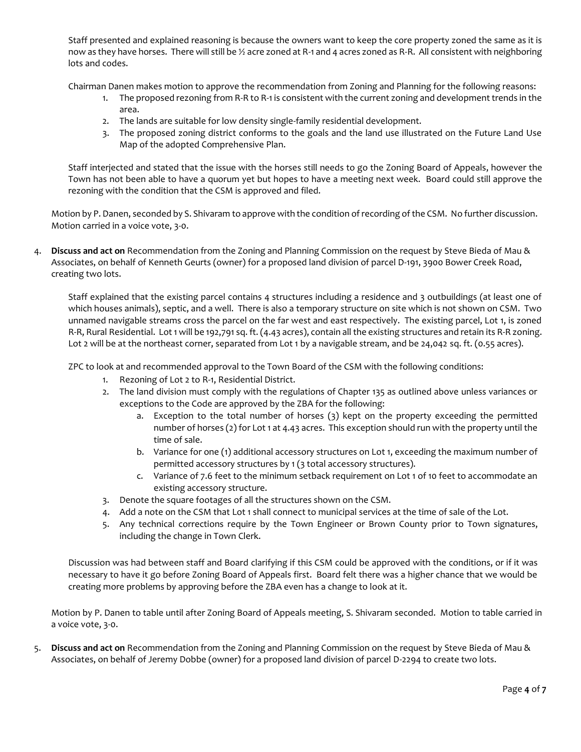Staff presented and explained reasoning is because the owners want to keep the core property zoned the same as it is now as they have horses. There will still be ½ acre zoned at R-1 and 4 acres zoned as R-R. All consistent with neighboring lots and codes.

Chairman Danen makes motion to approve the recommendation from Zoning and Planning for the following reasons:

1. The proposed rezoning from R-R to R-1 is consistent with the current zoning and development trends in the area.
2. The lands are suitable for low density single-family residential development.
3. The proposed zoning district conforms to the goals and the land use illustrated on the Future Land Use Map of the adopted Comprehensive Plan.

Staff interjected and stated that the issue with the horses still needs to go the Zoning Board of Appeals, however the Town has not been able to have a quorum yet but hopes to have a meeting next week. Board could still approve the rezoning with the condition that the CSM is approved and filed.

Motion by P. Danen, seconded by S. Shivaram to approve with the condition of recording of the CSM. No further discussion. Motion carried in a voice vote, 3-0.

4. **Discuss and act on** Recommendation from the Zoning and Planning Commission on the request by Steve Bieda of Mau & Associates, on behalf of Kenneth Geurts (owner) for a proposed land division of parcel D-191, 3900 Bower Creek Road, creating two lots.

   Staff explained that the existing parcel contains 4 structures including a residence and 3 outbuildings (at least one of which houses animals), septic, and a well. There is also a temporary structure on site which is not shown on CSM. Two unnamed navigable streams cross the parcel on the far west and east respectively. The existing parcel, Lot 1, is zoned R-R, Rural Residential. Lot 1 will be 192,791 sq. ft. (4.43 acres), contain all the existing structures and retain its R-R zoning. Lot 2 will be at the northeast corner, separated from Lot 1 by a navigable stream, and be 24,042 sq. ft. (0.55 acres).

   ZPC to look at and recommended approval to the Town Board of the CSM with the following conditions:

   1. Rezoning of Lot 2 to R-1, Residential District.
   2. The land division must comply with the regulations of Chapter 135 as outlined above unless variances or exceptions to the Code are approved by the ZBA for the following:
      a. Exception to the total number of horses (3) kept on the property exceeding the permitted number of horses (2) for Lot 1 at 4.43 acres. This exception should run with the property until the time of sale.
      b. Variance for one (1) additional accessory structures on Lot 1, exceeding the maximum number of permitted accessory structures by 1 (3 total accessory structures).
      c. Variance of 7.6 feet to the minimum setback requirement on Lot 1 of 10 feet to accommodate an existing accessory structure.
   3. Denote the square footages of all the structures shown on the CSM.
   4. Add a note on the CSM that Lot 1 shall connect to municipal services at the time of sale of the Lot.
   5. Any technical corrections require by the Town Engineer or Brown County prior to Town signatures, including the change in Town Clerk.

   Discussion was had between staff and Board clarifying if this CSM could be approved with the conditions, or if it was necessary to have it go before Zoning Board of Appeals first. Board felt there was a higher chance that we would be creating more problems by approving before the ZBA even has a change to look at it.

   Motion by P. Danen to table until after Zoning Board of Appeals meeting, S. Shivaram seconded. Motion to table carried in a voice vote, 3-0.

5. **Discuss and act on** Recommendation from the Zoning and Planning Commission on the request by Steve Bieda of Mau & Associates, on behalf of Jeremy Dobbe (owner) for a proposed land division of parcel D-2294 to create two lots.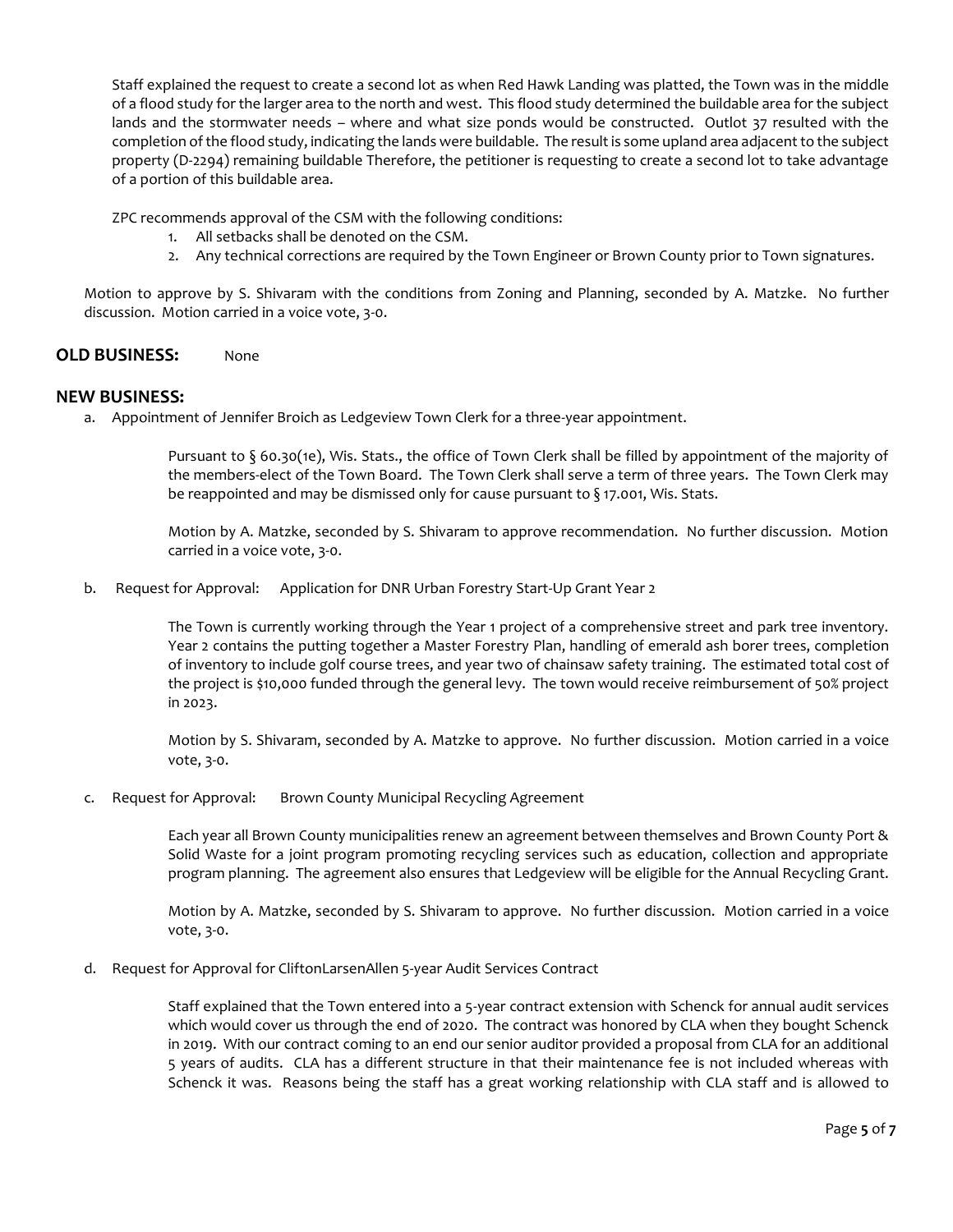Staff explained the request to create a second lot as when Red Hawk Landing was platted, the Town was in the middle of a flood study for the larger area to the north and west. This flood study determined the buildable area for the subject lands and the stormwater needs – where and what size ponds would be constructed. Outlot 37 resulted with the completion of the flood study, indicating the lands were buildable. The result is some upland area adjacent to the subject property (D-2294) remaining buildable Therefore, the petitioner is requesting to create a second lot to take advantage of a portion of this buildable area.

ZPC recommends approval of the CSM with the following conditions:

1. All setbacks shall be denoted on the CSM.
2. Any technical corrections are required by the Town Engineer or Brown County prior to Town signatures.

Motion to approve by S. Shivaram with the conditions from Zoning and Planning, seconded by A. Matzke. No further discussion. Motion carried in a voice vote, 3-0.

## OLD BUSINESS: None

## NEW BUSINESS:

a. Appointment of Jennifer Broich as Ledgeview Town Clerk for a three-year appointment.

Pursuant to § 60.30(1e), Wis. Stats., the office of Town Clerk shall be filled by appointment of the majority of the members-elect of the Town Board. The Town Clerk shall serve a term of three years. The Town Clerk may be reappointed and may be dismissed only for cause pursuant to § 17.001, Wis. Stats.

Motion by A. Matzke, seconded by S. Shivaram to approve recommendation. No further discussion. Motion carried in a voice vote, 3-0.

b. Request for Approval: Application for DNR Urban Forestry Start-Up Grant Year 2

The Town is currently working through the Year 1 project of a comprehensive street and park tree inventory. Year 2 contains the putting together a Master Forestry Plan, handling of emerald ash borer trees, completion of inventory to include golf course trees, and year two of chainsaw safety training. The estimated total cost of the project is $10,000 funded through the general levy. The town would receive reimbursement of 50% project in 2023.

Motion by S. Shivaram, seconded by A. Matzke to approve. No further discussion. Motion carried in a voice vote, 3-0.

c. Request for Approval: Brown County Municipal Recycling Agreement

Each year all Brown County municipalities renew an agreement between themselves and Brown County Port & Solid Waste for a joint program promoting recycling services such as education, collection and appropriate program planning. The agreement also ensures that Ledgeview will be eligible for the Annual Recycling Grant.

Motion by A. Matzke, seconded by S. Shivaram to approve. No further discussion. Motion carried in a voice vote, 3-0.

d. Request for Approval for CliftonLarsenAllen 5-year Audit Services Contract

Staff explained that the Town entered into a 5-year contract extension with Schenck for annual audit services which would cover us through the end of 2020. The contract was honored by CLA when they bought Schenck in 2019. With our contract coming to an end our senior auditor provided a proposal from CLA for an additional 5 years of audits. CLA has a different structure in that their maintenance fee is not included whereas with Schenck it was. Reasons being the staff has a great working relationship with CLA staff and is allowed to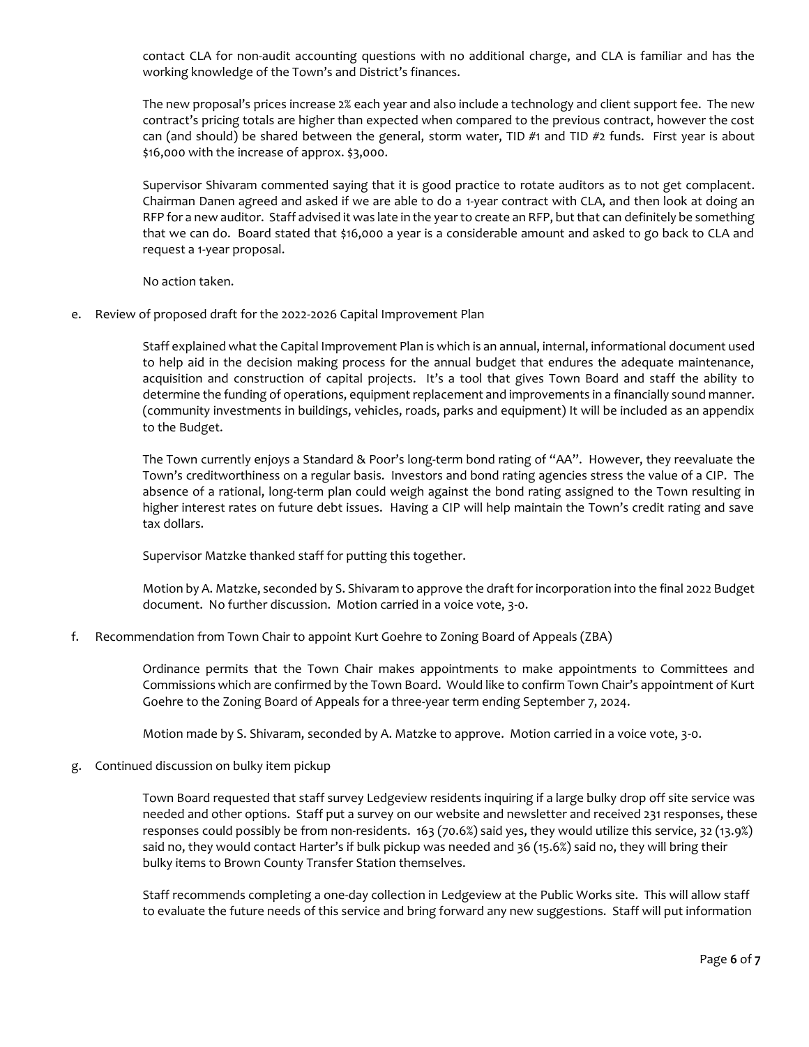contact CLA for non-audit accounting questions with no additional charge, and CLA is familiar and has the working knowledge of the Town's and District's finances.

The new proposal's prices increase 2% each year and also include a technology and client support fee. The new contract's pricing totals are higher than expected when compared to the previous contract, however the cost can (and should) be shared between the general, storm water, TID #1 and TID #2 funds. First year is about $16,000 with the increase of approx. $3,000.

Supervisor Shivaram commented saying that it is good practice to rotate auditors as to not get complacent. Chairman Danen agreed and asked if we are able to do a 1-year contract with CLA, and then look at doing an RFP for a new auditor. Staff advised it was late in the year to create an RFP, but that can definitely be something that we can do. Board stated that $16,000 a year is a considerable amount and asked to go back to CLA and request a 1-year proposal.

No action taken.

e. Review of proposed draft for the 2022-2026 Capital Improvement Plan

Staff explained what the Capital Improvement Plan is which is an annual, internal, informational document used to help aid in the decision making process for the annual budget that endures the adequate maintenance, acquisition and construction of capital projects. It's a tool that gives Town Board and staff the ability to determine the funding of operations, equipment replacement and improvements in a financially sound manner. (community investments in buildings, vehicles, roads, parks and equipment) It will be included as an appendix to the Budget.

The Town currently enjoys a Standard & Poor's long-term bond rating of "AA". However, they reevaluate the Town's creditworthiness on a regular basis. Investors and bond rating agencies stress the value of a CIP. The absence of a rational, long-term plan could weigh against the bond rating assigned to the Town resulting in higher interest rates on future debt issues. Having a CIP will help maintain the Town's credit rating and save tax dollars.

Supervisor Matzke thanked staff for putting this together.

Motion by A. Matzke, seconded by S. Shivaram to approve the draft for incorporation into the final 2022 Budget document. No further discussion. Motion carried in a voice vote, 3-0.

f. Recommendation from Town Chair to appoint Kurt Goehre to Zoning Board of Appeals (ZBA)

Ordinance permits that the Town Chair makes appointments to make appointments to Committees and Commissions which are confirmed by the Town Board. Would like to confirm Town Chair's appointment of Kurt Goehre to the Zoning Board of Appeals for a three-year term ending September 7, 2024.

Motion made by S. Shivaram, seconded by A. Matzke to approve. Motion carried in a voice vote, 3-0.

g. Continued discussion on bulky item pickup

Town Board requested that staff survey Ledgeview residents inquiring if a large bulky drop off site service was needed and other options. Staff put a survey on our website and newsletter and received 231 responses, these responses could possibly be from non-residents. 163 (70.6%) said yes, they would utilize this service, 32 (13.9%) said no, they would contact Harter's if bulk pickup was needed and 36 (15.6%) said no, they will bring their bulky items to Brown County Transfer Station themselves.

Staff recommends completing a one-day collection in Ledgeview at the Public Works site. This will allow staff to evaluate the future needs of this service and bring forward any new suggestions. Staff will put information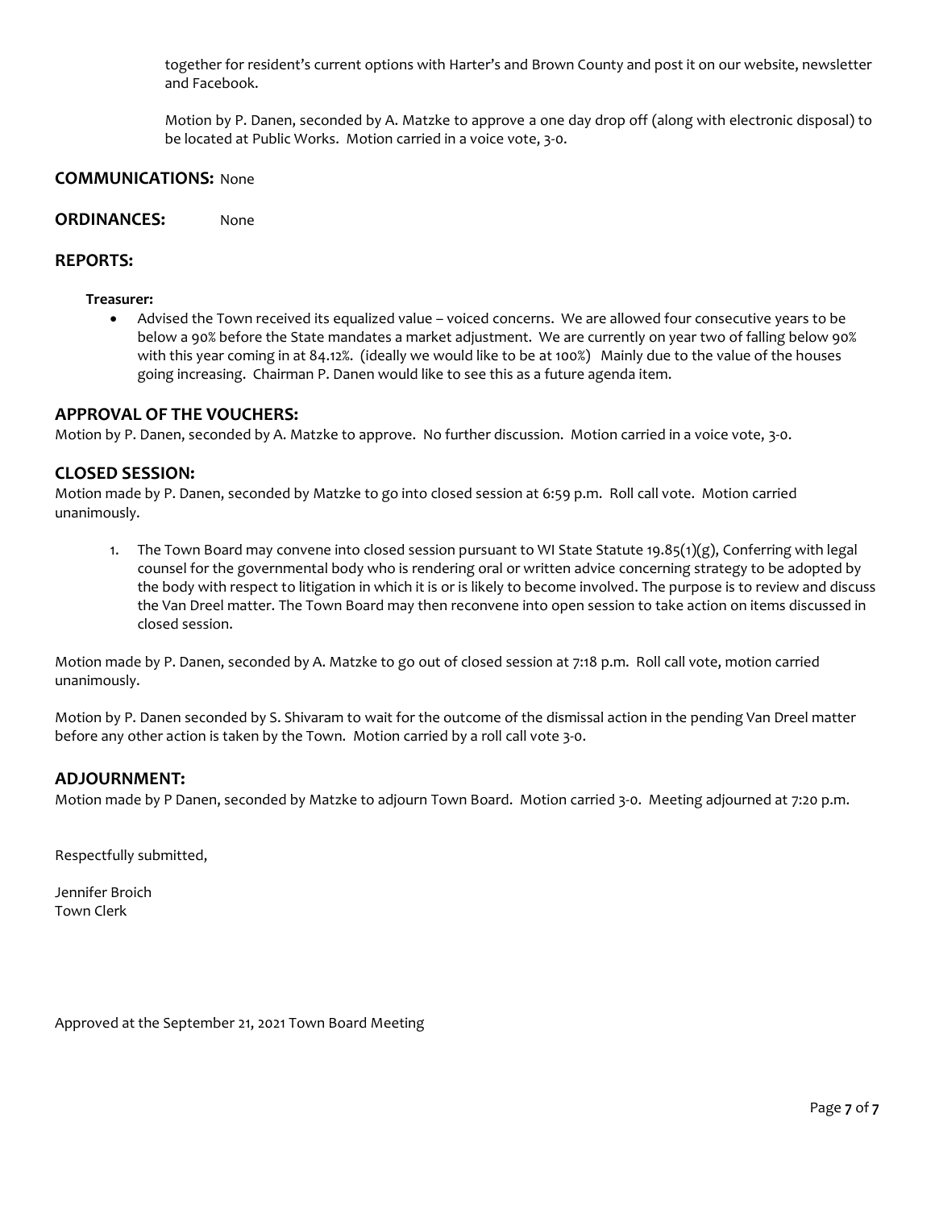together for resident's current options with Harter's and Brown County and post it on our website, newsletter and Facebook.

Motion by P. Danen, seconded by A. Matzke to approve a one day drop off (along with electronic disposal) to be located at Public Works. Motion carried in a voice vote, 3-0.

## COMMUNICATIONS: None

## ORDINANCES: None

## REPORTS:

**Treasurer:**

- Advised the Town received its equalized value – voiced concerns. We are allowed four consecutive years to be below a 90% before the State mandates a market adjustment. We are currently on year two of falling below 90% with this year coming in at 84.12%. (ideally we would like to be at 100%) Mainly due to the value of the houses going increasing. Chairman P. Danen would like to see this as a future agenda item.

## APPROVAL OF THE VOUCHERS:

Motion by P. Danen, seconded by A. Matzke to approve. No further discussion. Motion carried in a voice vote, 3-0.

## CLOSED SESSION:

Motion made by P. Danen, seconded by Matzke to go into closed session at 6:59 p.m. Roll call vote. Motion carried unanimously.

1. The Town Board may convene into closed session pursuant to WI State Statute 19.85(1)(g), Conferring with legal counsel for the governmental body who is rendering oral or written advice concerning strategy to be adopted by the body with respect to litigation in which it is or is likely to become involved. The purpose is to review and discuss the Van Dreel matter. The Town Board may then reconvene into open session to take action on items discussed in closed session.

Motion made by P. Danen, seconded by A. Matzke to go out of closed session at 7:18 p.m. Roll call vote, motion carried unanimously.

Motion by P. Danen seconded by S. Shivaram to wait for the outcome of the dismissal action in the pending Van Dreel matter before any other action is taken by the Town. Motion carried by a roll call vote 3-0.

## ADJOURNMENT:

Motion made by P Danen, seconded by Matzke to adjourn Town Board. Motion carried 3-0. Meeting adjourned at 7:20 p.m.

Respectfully submitted,

Jennifer Broich
Town Clerk

Approved at the September 21, 2021 Town Board Meeting